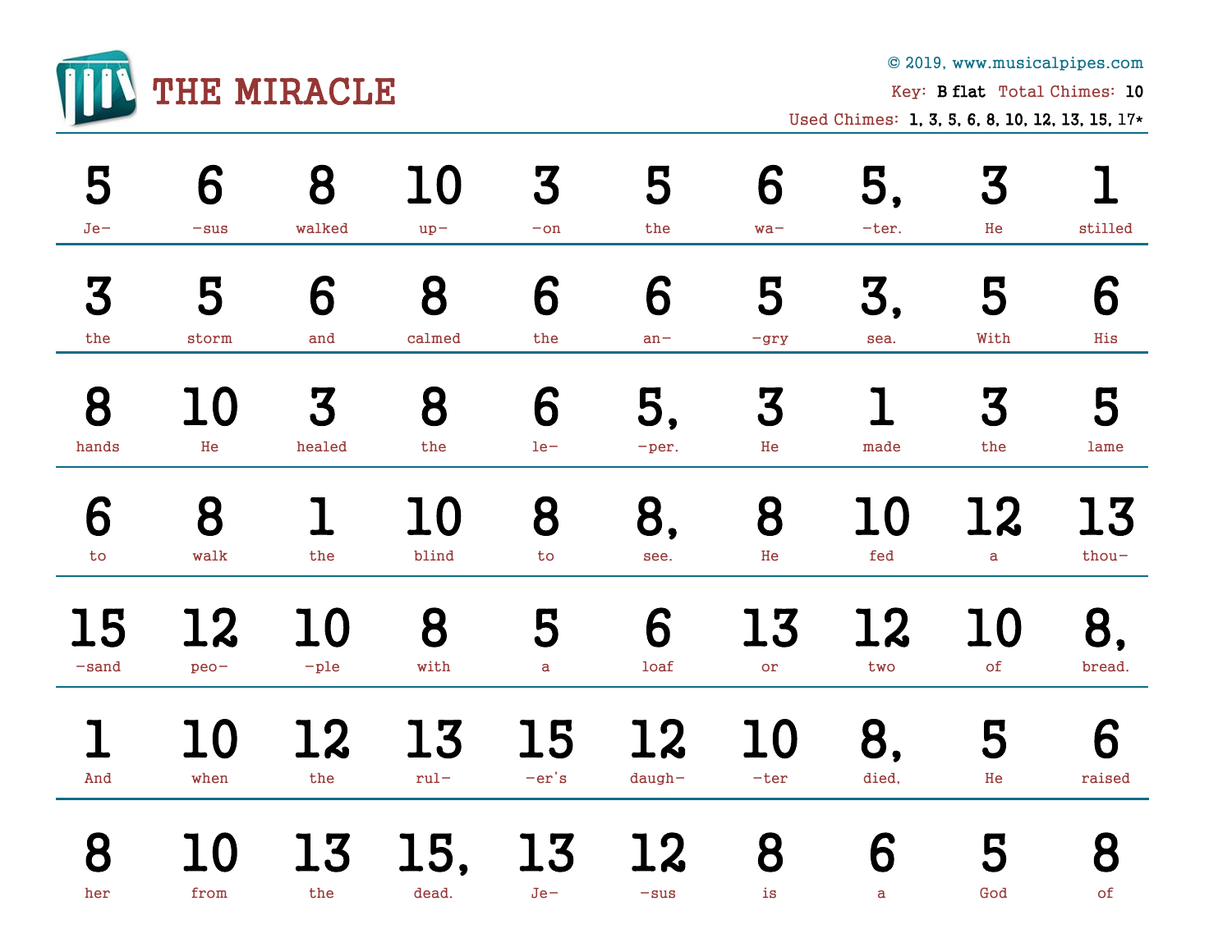# THE MIRACLE

© 2019, www.musicalpipes.com

Key: **B flat** Total Chimes: **10**

Used Chimes: **1, 3, 5, 6, 8, 10, 12, 13, 15,** 17*

| 5 | 6 | 8 | 10 | 3 | 5 | 6 | 5, | 3 | 1 |
|---|---|---|---|---|---|---|---|---|---|
| Je– | –sus | walked | up– | –on | the | wa– | –ter. | He | stilled |
| **3** | **5** | **6** | **8** | **6** | **6** | **5** | **3,** | **5** | **6** |
| the | storm | and | calmed | the | an– | –gry | sea. | With | His |
| **8** | **10** | **3** | **8** | **6** | **5,** | **3** | **1** | **3** | **5** |
| hands | He | healed | the | le– | –per. | He | made | the | lame |
| **6** | **8** | **1** | **10** | **8** | **8,** | **8** | **10** | **12** | **13** |
| to | walk | the | blind | to | see. | He | fed | a | thou– |
| **15** | **12** | **10** | **8** | **5** | **6** | **13** | **12** | **10** | **8,** |
| –sand | peo– | –ple | with | a | loaf | or | two | of | bread. |
| **1** | **10** | **12** | **13** | **15** | **12** | **10** | **8,** | **5** | **6** |
| And | when | the | rul– | –er's | daugh– | –ter | died, | He | raised |
| **8** | **10** | **13** | **15,** | **13** | **12** | **8** | **6** | **5** | **8** |
| her | from | the | dead. | Je– | –sus | is | a | God | of |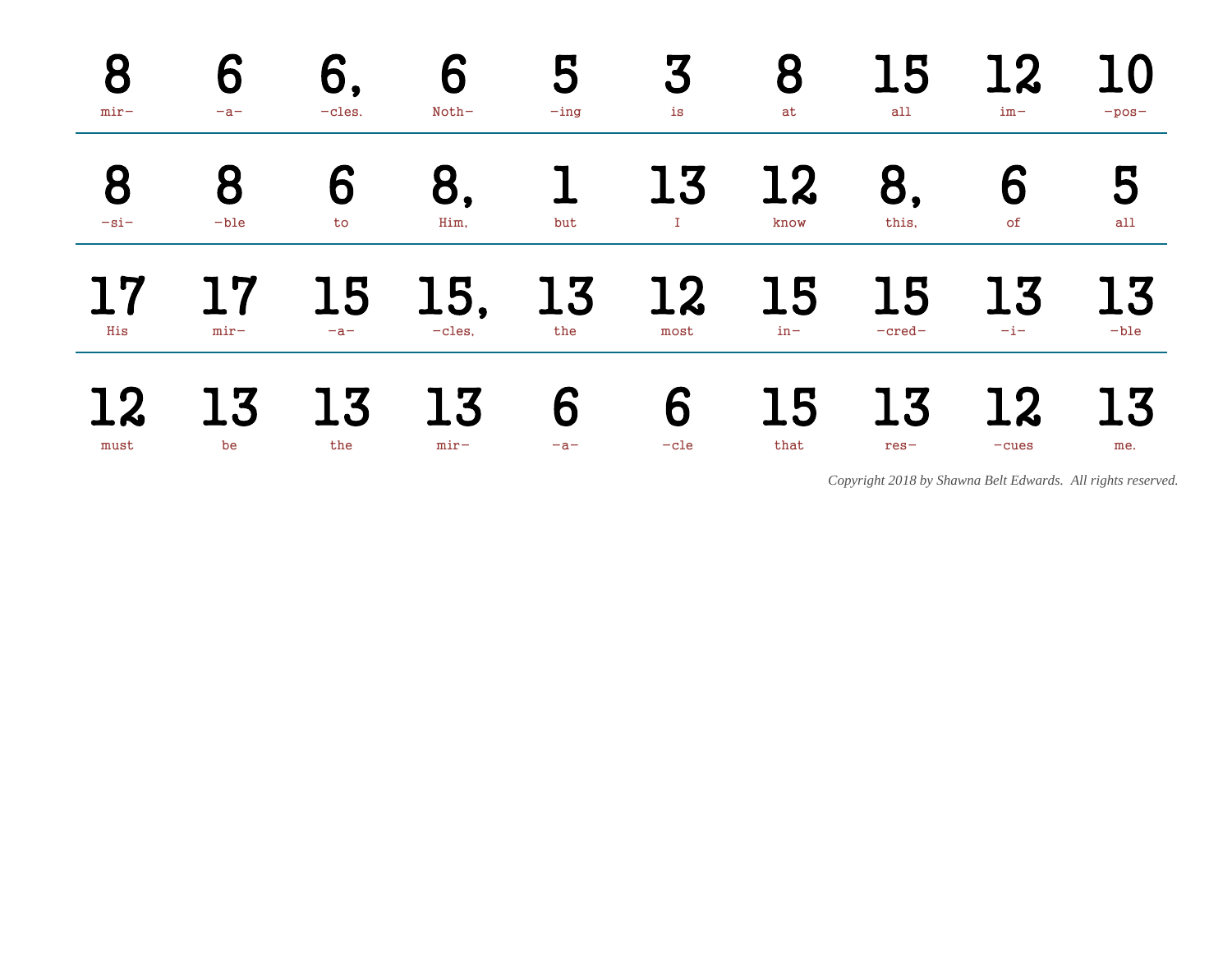| | | | | | | | | | |
|---|---|---|---|---|---|---|---|---|---|
| 8 | 6 | 6, | 6 | 5 | 3 | 8 | 15 | 12 | 10 |
| mir– | –a– | –cles. | Noth– | –ing | is | at | all | im– | –pos– |
| 8 | 8 | 6 | 8, | 1 | 13 | 12 | 8, | 6 | 5 |
| –si– | –ble | to | Him, | but | I | know | this, | of | all |
| 17 | 17 | 15 | 15, | 13 | 12 | 15 | 15 | 13 | 13 |
| His | mir– | –a– | –cles, | the | most | in– | –cred– | –i– | –ble |
| 12 | 13 | 13 | 13 | 6 | 6 | 15 | 13 | 12 | 13 |
| must | be | the | mir– | –a– | –cle | that | res– | –cues | me. |

*Copyright 2018 by Shawna Belt Edwards. All rights reserved.*